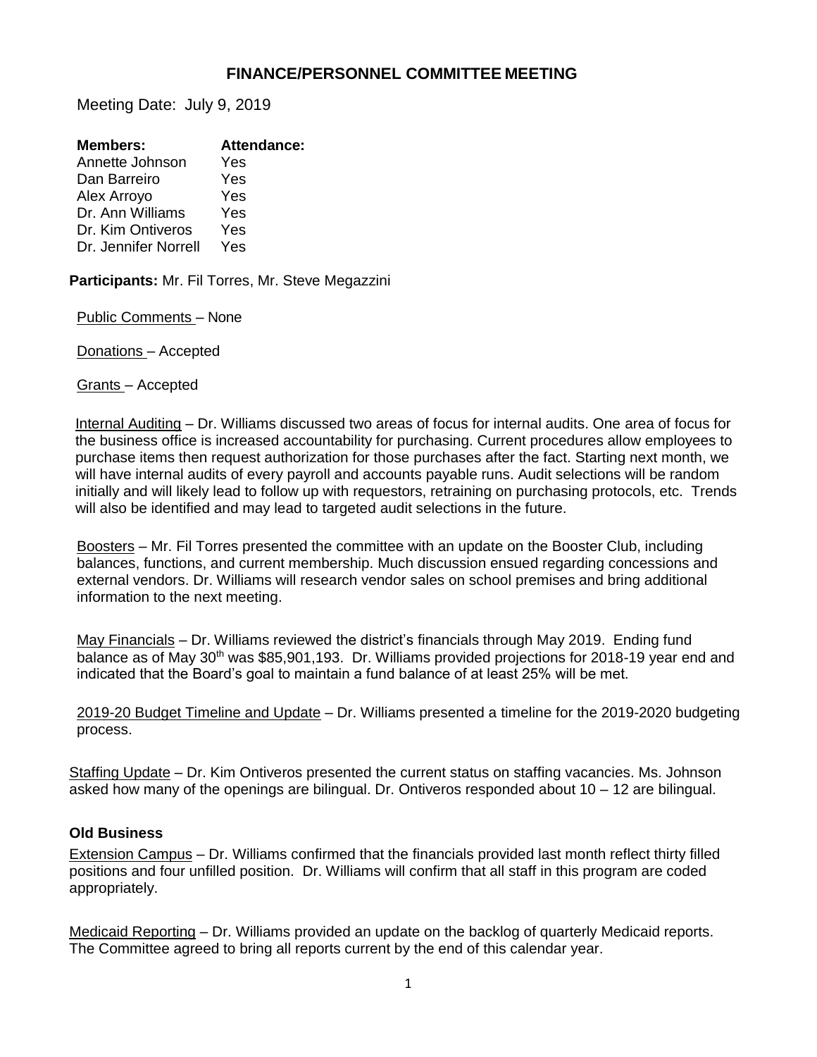# FINANCE/PERSONNEL COMMITTEE MEETING

Meeting Date: July 9, 2019

| **Members:** | **Attendance:** |
|---|---|
| Annette Johnson | Yes |
| Dan Barreiro | Yes |
| Alex Arroyo | Yes |
| Dr. Ann Williams | Yes |
| Dr. Kim Ontiveros | Yes |
| Dr. Jennifer Norrell | Yes |

**Participants:** Mr. Fil Torres, Mr. Steve Megazzini

Public Comments – None

Donations – Accepted

Grants – Accepted

Internal Auditing – Dr. Williams discussed two areas of focus for internal audits. One area of focus for the business office is increased accountability for purchasing. Current procedures allow employees to purchase items then request authorization for those purchases after the fact. Starting next month, we will have internal audits of every payroll and accounts payable runs. Audit selections will be random initially and will likely lead to follow up with requestors, retraining on purchasing protocols, etc. Trends will also be identified and may lead to targeted audit selections in the future.

Boosters – Mr. Fil Torres presented the committee with an update on the Booster Club, including balances, functions, and current membership. Much discussion ensued regarding concessions and external vendors. Dr. Williams will research vendor sales on school premises and bring additional information to the next meeting.

May Financials – Dr. Williams reviewed the district's financials through May 2019. Ending fund balance as of May 30th was $85,901,193. Dr. Williams provided projections for 2018-19 year end and indicated that the Board's goal to maintain a fund balance of at least 25% will be met.

2019-20 Budget Timeline and Update – Dr. Williams presented a timeline for the 2019-2020 budgeting process.

Staffing Update – Dr. Kim Ontiveros presented the current status on staffing vacancies. Ms. Johnson asked how many of the openings are bilingual. Dr. Ontiveros responded about 10 – 12 are bilingual.

### Old Business

Extension Campus – Dr. Williams confirmed that the financials provided last month reflect thirty filled positions and four unfilled position. Dr. Williams will confirm that all staff in this program are coded appropriately.

Medicaid Reporting – Dr. Williams provided an update on the backlog of quarterly Medicaid reports. The Committee agreed to bring all reports current by the end of this calendar year.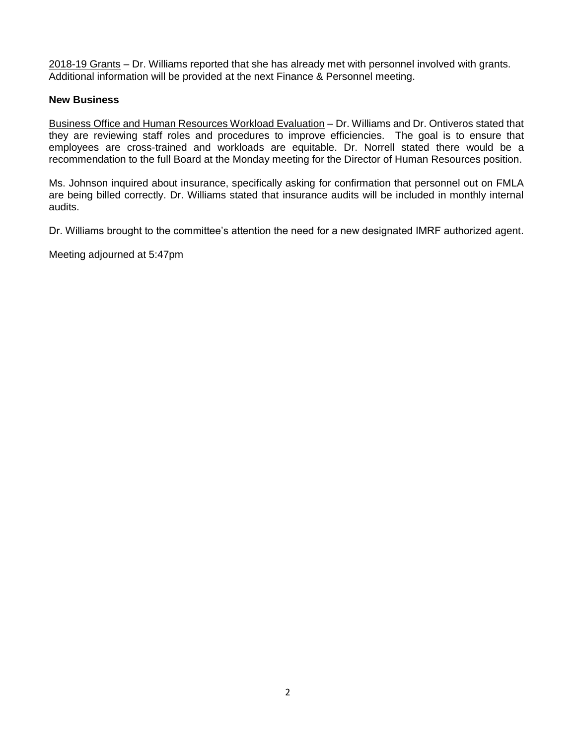<u>2018-19 Grants</u> – Dr. Williams reported that she has already met with personnel involved with grants. Additional information will be provided at the next Finance & Personnel meeting.

**New Business**

<u>Business Office and Human Resources Workload Evaluation</u> – Dr. Williams and Dr. Ontiveros stated that they are reviewing staff roles and procedures to improve efficiencies. The goal is to ensure that employees are cross-trained and workloads are equitable. Dr. Norrell stated there would be a recommendation to the full Board at the Monday meeting for the Director of Human Resources position.

Ms. Johnson inquired about insurance, specifically asking for confirmation that personnel out on FMLA are being billed correctly. Dr. Williams stated that insurance audits will be included in monthly internal audits.

Dr. Williams brought to the committee's attention the need for a new designated IMRF authorized agent.

Meeting adjourned at 5:47pm